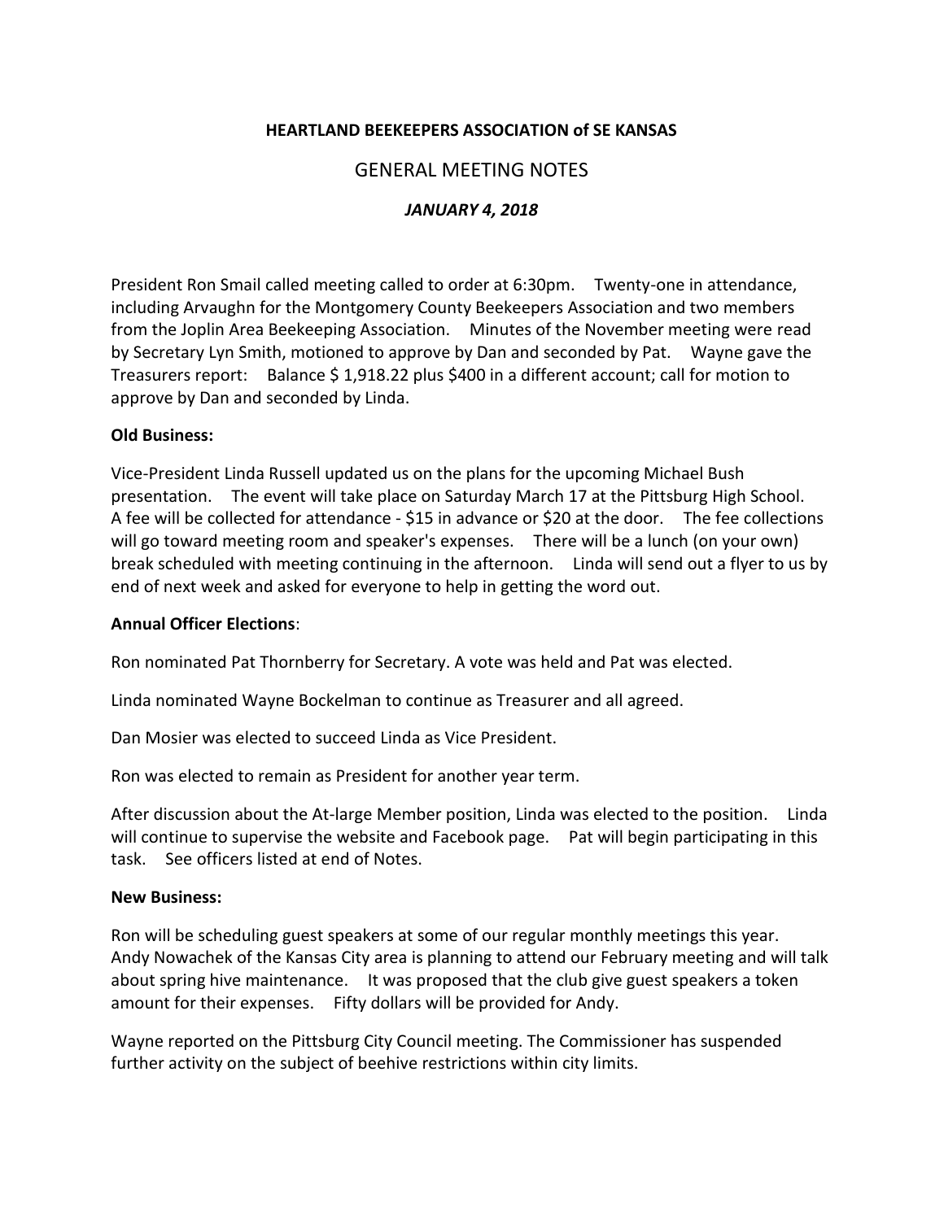**HEARTLAND BEEKEEPERS ASSOCIATION of SE KANSAS**

GENERAL MEETING NOTES

***JANUARY 4, 2018***

President Ron Smail called meeting called to order at 6:30pm. Twenty-one in attendance, including Arvaughn for the Montgomery County Beekeepers Association and two members from the Joplin Area Beekeeping Association. Minutes of the November meeting were read by Secretary Lyn Smith, motioned to approve by Dan and seconded by Pat. Wayne gave the Treasurers report: Balance $ 1,918.22 plus $400 in a different account; call for motion to approve by Dan and seconded by Linda.

**Old Business:**

Vice-President Linda Russell updated us on the plans for the upcoming Michael Bush presentation. The event will take place on Saturday March 17 at the Pittsburg High School. A fee will be collected for attendance - $15 in advance or $20 at the door. The fee collections will go toward meeting room and speaker's expenses. There will be a lunch (on your own) break scheduled with meeting continuing in the afternoon. Linda will send out a flyer to us by end of next week and asked for everyone to help in getting the word out.

**Annual Officer Elections**:

Ron nominated Pat Thornberry for Secretary. A vote was held and Pat was elected.

Linda nominated Wayne Bockelman to continue as Treasurer and all agreed.

Dan Mosier was elected to succeed Linda as Vice President.

Ron was elected to remain as President for another year term.

After discussion about the At-large Member position, Linda was elected to the position. Linda will continue to supervise the website and Facebook page. Pat will begin participating in this task. See officers listed at end of Notes.

**New Business:**

Ron will be scheduling guest speakers at some of our regular monthly meetings this year. Andy Nowachek of the Kansas City area is planning to attend our February meeting and will talk about spring hive maintenance. It was proposed that the club give guest speakers a token amount for their expenses. Fifty dollars will be provided for Andy.

Wayne reported on the Pittsburg City Council meeting. The Commissioner has suspended further activity on the subject of beehive restrictions within city limits.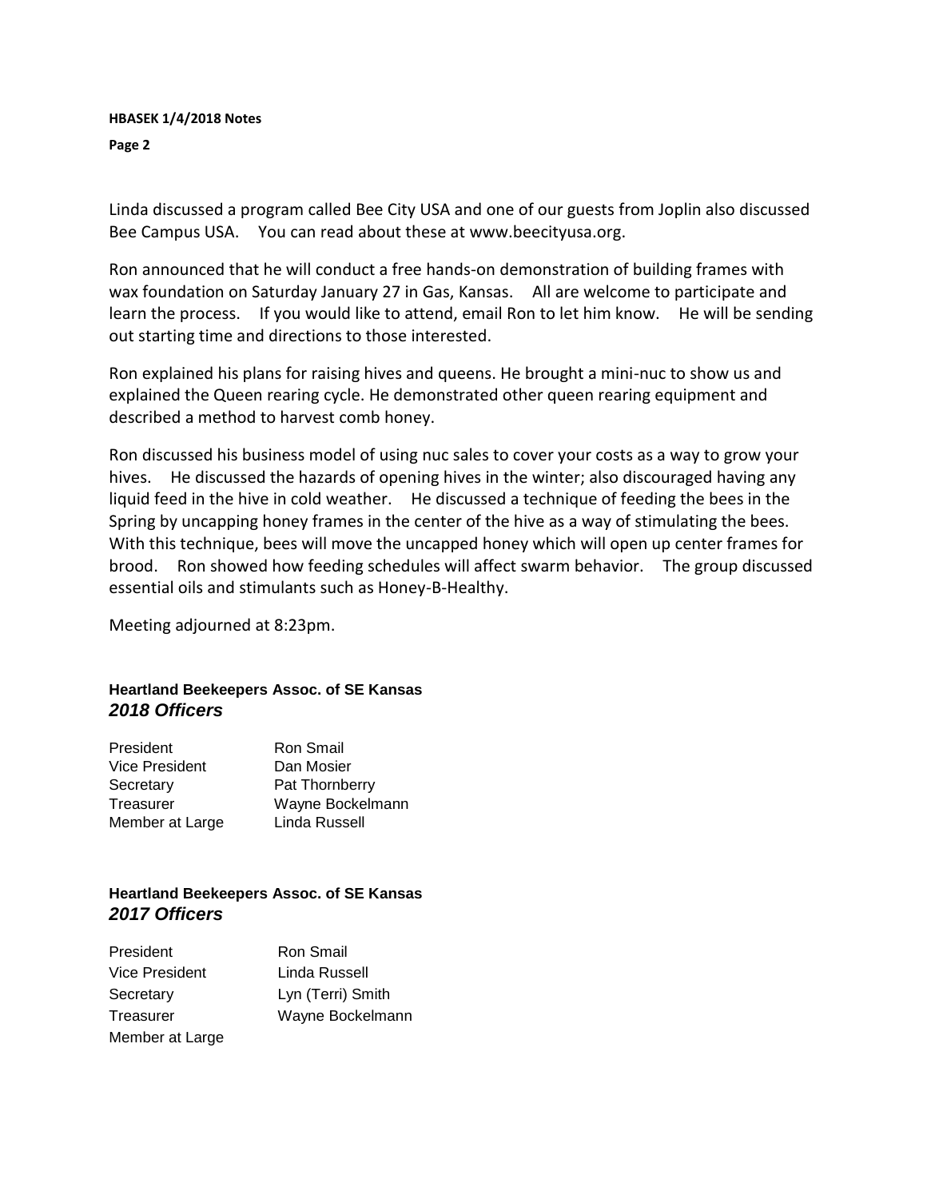Linda discussed a program called Bee City USA and one of our guests from Joplin also discussed Bee Campus USA. You can read about these at www.beecityusa.org.

Ron announced that he will conduct a free hands-on demonstration of building frames with wax foundation on Saturday January 27 in Gas, Kansas. All are welcome to participate and learn the process. If you would like to attend, email Ron to let him know. He will be sending out starting time and directions to those interested.

Ron explained his plans for raising hives and queens. He brought a mini-nuc to show us and explained the Queen rearing cycle. He demonstrated other queen rearing equipment and described a method to harvest comb honey.

Ron discussed his business model of using nuc sales to cover your costs as a way to grow your hives. He discussed the hazards of opening hives in the winter; also discouraged having any liquid feed in the hive in cold weather. He discussed a technique of feeding the bees in the Spring by uncapping honey frames in the center of the hive as a way of stimulating the bees. With this technique, bees will move the uncapped honey which will open up center frames for brood. Ron showed how feeding schedules will affect swarm behavior. The group discussed essential oils and stimulants such as Honey-B-Healthy.

Meeting adjourned at 8:23pm.

**Heartland Beekeepers Assoc. of SE Kansas**
***2018 Officers***

| | |
|---|---|
| President | Ron Smail |
| Vice President | Dan Mosier |
| Secretary | Pat Thornberry |
| Treasurer | Wayne Bockelmann |
| Member at Large | Linda Russell |

**Heartland Beekeepers Assoc. of SE Kansas**
***2017 Officers***

| | |
|---|---|
| President | Ron Smail |
| Vice President | Linda Russell |
| Secretary | Lyn (Terri) Smith |
| Treasurer | Wayne Bockelmann |
| Member at Large | |